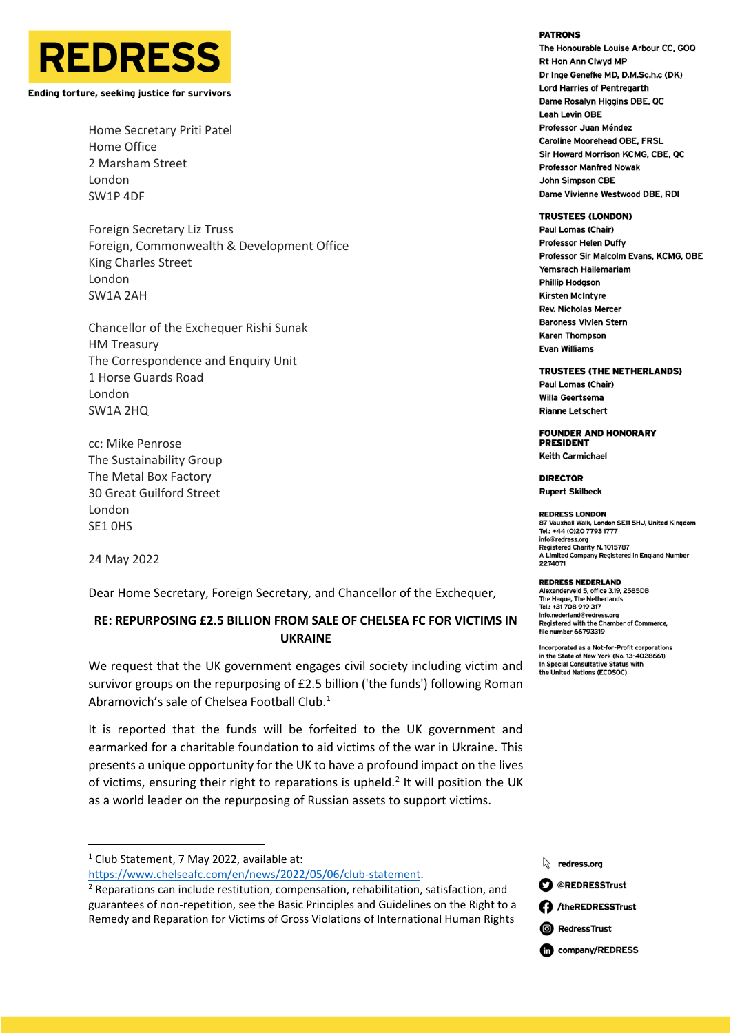**REDRESS**

Ending torture, seeking justice for survivors

Home Secretary Priti Patel
Home Office
2 Marsham Street
London
SW1P 4DF

Foreign Secretary Liz Truss
Foreign, Commonwealth & Development Office
King Charles Street
London
SW1A 2AH

Chancellor of the Exchequer Rishi Sunak
HM Treasury
The Correspondence and Enquiry Unit
1 Horse Guards Road
London
SW1A 2HQ

cc: Mike Penrose
The Sustainability Group
The Metal Box Factory
30 Great Guilford Street
London
SE1 0HS

24 May 2022

Dear Home Secretary, Foreign Secretary, and Chancellor of the Exchequer,

**RE: REPURPOSING £2.5 BILLION FROM SALE OF CHELSEA FC FOR VICTIMS IN UKRAINE**

We request that the UK government engages civil society including victim and survivor groups on the repurposing of £2.5 billion ('the funds') following Roman Abramovich's sale of Chelsea Football Club.[1]

It is reported that the funds will be forfeited to the UK government and earmarked for a charitable foundation to aid victims of the war in Ukraine. This presents a unique opportunity for the UK to have a profound impact on the lives of victims, ensuring their right to reparations is upheld.[2] It will position the UK as a world leader on the repurposing of Russian assets to support victims.

**PATRONS**
The Honourable Louise Arbour CC, GOQ
Rt Hon Ann Clwyd MP
Dr Inge Genefke MD, D.M.Sc.h.c (DK)
Lord Harries of Pentregarth
Dame Rosalyn Higgins DBE, QC
Leah Levin OBE
Professor Juan Méndez
Caroline Moorehead OBE, FRSL
Sir Howard Morrison KCMG, CBE, QC
Professor Manfred Nowak
John Simpson CBE
Dame Vivienne Westwood DBE, RDI

**TRUSTEES (LONDON)**
Paul Lomas (Chair)
Professor Helen Duffy
Professor Sir Malcolm Evans, KCMG, OBE
Yemsrach Hailemariam
Phillip Hodgson
Kirsten McIntyre
Rev. Nicholas Mercer
Baroness Vivien Stern
Karen Thompson
Evan Williams

**TRUSTEES (THE NETHERLANDS)**
Paul Lomas (Chair)
Willa Geertsema
Rianne Letschert

**FOUNDER AND HONORARY PRESIDENT**
Keith Carmichael

**DIRECTOR**
Rupert Skilbeck

**REDRESS LONDON**
87 Vauxhall Walk, London SE11 5HJ, United Kingdom
Tel.: +44 (0)20 7793 1777
info@redress.org
Registered Charity N. 1015787
A Limited Company Registered in England Number 2274071

**REDRESS NEDERLAND**
Alexanderveld 5, office 3.19, 2585DB
The Hague, The Netherlands
Tel.: +31 708 919 317
info.nederland@redress.org
Registered with the Chamber of Commerce, file number 66793319

Incorporated as a Not-for-Profit corporations in the State of New York (No. 13-4028661)
In Special Consultative Status with the United Nations (ECOSOC)

redress.org
@REDRESSTrust
/theREDRESSTrust
RedressTrust
company/REDRESS

---

[1] Club Statement, 7 May 2022, available at: https://www.chelseafc.com/en/news/2022/05/06/club-statement.

[2] Reparations can include restitution, compensation, rehabilitation, satisfaction, and guarantees of non-repetition, see the Basic Principles and Guidelines on the Right to a Remedy and Reparation for Victims of Gross Violations of International Human Rights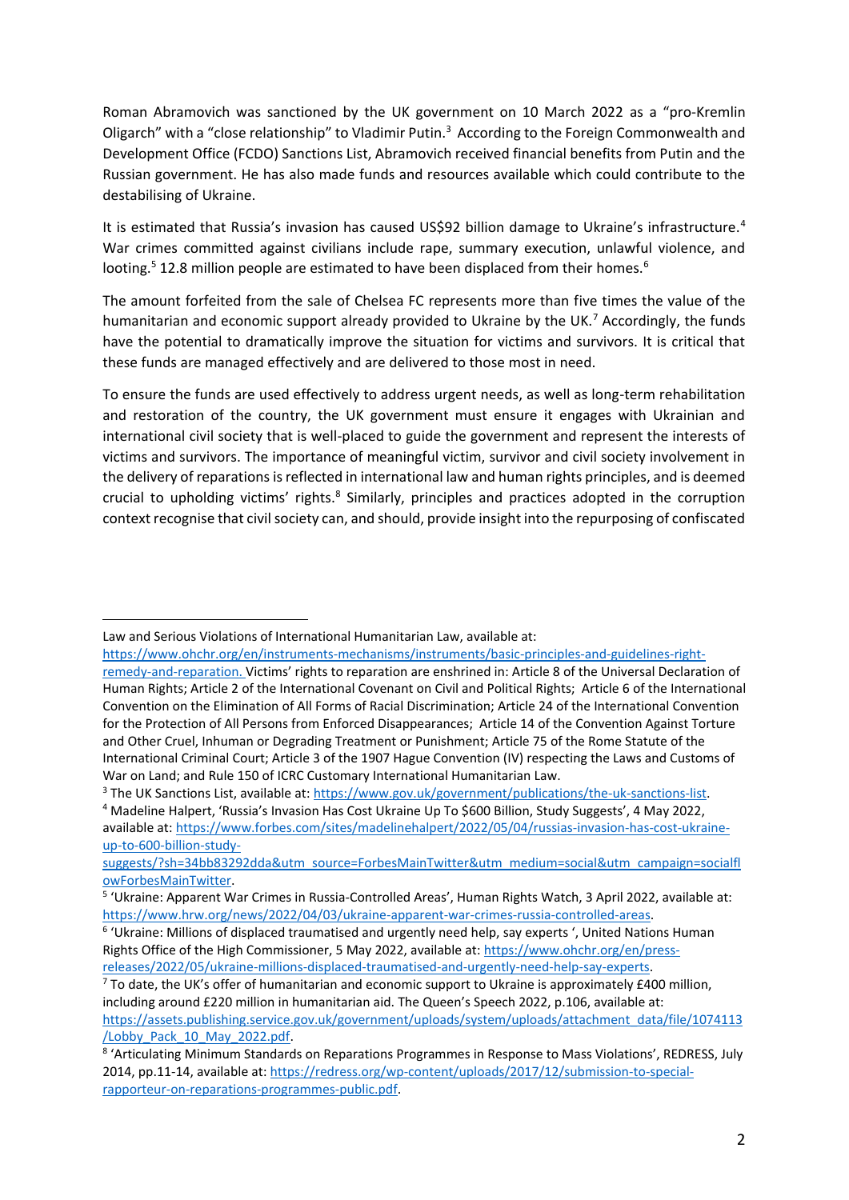Roman Abramovich was sanctioned by the UK government on 10 March 2022 as a "pro-Kremlin Oligarch" with a "close relationship" to Vladimir Putin.[3] According to the Foreign Commonwealth and Development Office (FCDO) Sanctions List, Abramovich received financial benefits from Putin and the Russian government. He has also made funds and resources available which could contribute to the destabilising of Ukraine.

It is estimated that Russia's invasion has caused US$92 billion damage to Ukraine's infrastructure.[4] War crimes committed against civilians include rape, summary execution, unlawful violence, and looting.[5] 12.8 million people are estimated to have been displaced from their homes.[6]

The amount forfeited from the sale of Chelsea FC represents more than five times the value of the humanitarian and economic support already provided to Ukraine by the UK.[7] Accordingly, the funds have the potential to dramatically improve the situation for victims and survivors. It is critical that these funds are managed effectively and are delivered to those most in need.

To ensure the funds are used effectively to address urgent needs, as well as long-term rehabilitation and restoration of the country, the UK government must ensure it engages with Ukrainian and international civil society that is well-placed to guide the government and represent the interests of victims and survivors. The importance of meaningful victim, survivor and civil society involvement in the delivery of reparations is reflected in international law and human rights principles, and is deemed crucial to upholding victims' rights.[8] Similarly, principles and practices adopted in the corruption context recognise that civil society can, and should, provide insight into the repurposing of confiscated

---

Law and Serious Violations of International Humanitarian Law, available at: https://www.ohchr.org/en/instruments-mechanisms/instruments/basic-principles-and-guidelines-right-remedy-and-reparation. Victims' rights to reparation are enshrined in: Article 8 of the Universal Declaration of Human Rights; Article 2 of the International Covenant on Civil and Political Rights; Article 6 of the International Convention on the Elimination of All Forms of Racial Discrimination; Article 24 of the International Convention for the Protection of All Persons from Enforced Disappearances; Article 14 of the Convention Against Torture and Other Cruel, Inhuman or Degrading Treatment or Punishment; Article 75 of the Rome Statute of the International Criminal Court; Article 3 of the 1907 Hague Convention (IV) respecting the Laws and Customs of War on Land; and Rule 150 of ICRC Customary International Humanitarian Law.

[3] The UK Sanctions List, available at: https://www.gov.uk/government/publications/the-uk-sanctions-list.

[4] Madeline Halpert, 'Russia's Invasion Has Cost Ukraine Up To $600 Billion, Study Suggests', 4 May 2022, available at: https://www.forbes.com/sites/madelinehalpert/2022/05/04/russias-invasion-has-cost-ukraine-up-to-600-billion-study-suggests/?sh=34bb83292dda&utm_source=ForbesMainTwitter&utm_medium=social&utm_campaign=socialflowForbesMainTwitter.

[5] 'Ukraine: Apparent War Crimes in Russia-Controlled Areas', Human Rights Watch, 3 April 2022, available at: https://www.hrw.org/news/2022/04/03/ukraine-apparent-war-crimes-russia-controlled-areas.

[6] 'Ukraine: Millions of displaced traumatised and urgently need help, say experts ', United Nations Human Rights Office of the High Commissioner, 5 May 2022, available at: https://www.ohchr.org/en/press-releases/2022/05/ukraine-millions-displaced-traumatised-and-urgently-need-help-say-experts.

[7] To date, the UK's offer of humanitarian and economic support to Ukraine is approximately £400 million, including around £220 million in humanitarian aid. The Queen's Speech 2022, p.106, available at: https://assets.publishing.service.gov.uk/government/uploads/system/uploads/attachment_data/file/1074113/Lobby_Pack_10_May_2022.pdf.

[8] 'Articulating Minimum Standards on Reparations Programmes in Response to Mass Violations', REDRESS, July 2014, pp.11-14, available at: https://redress.org/wp-content/uploads/2017/12/submission-to-special-rapporteur-on-reparations-programmes-public.pdf.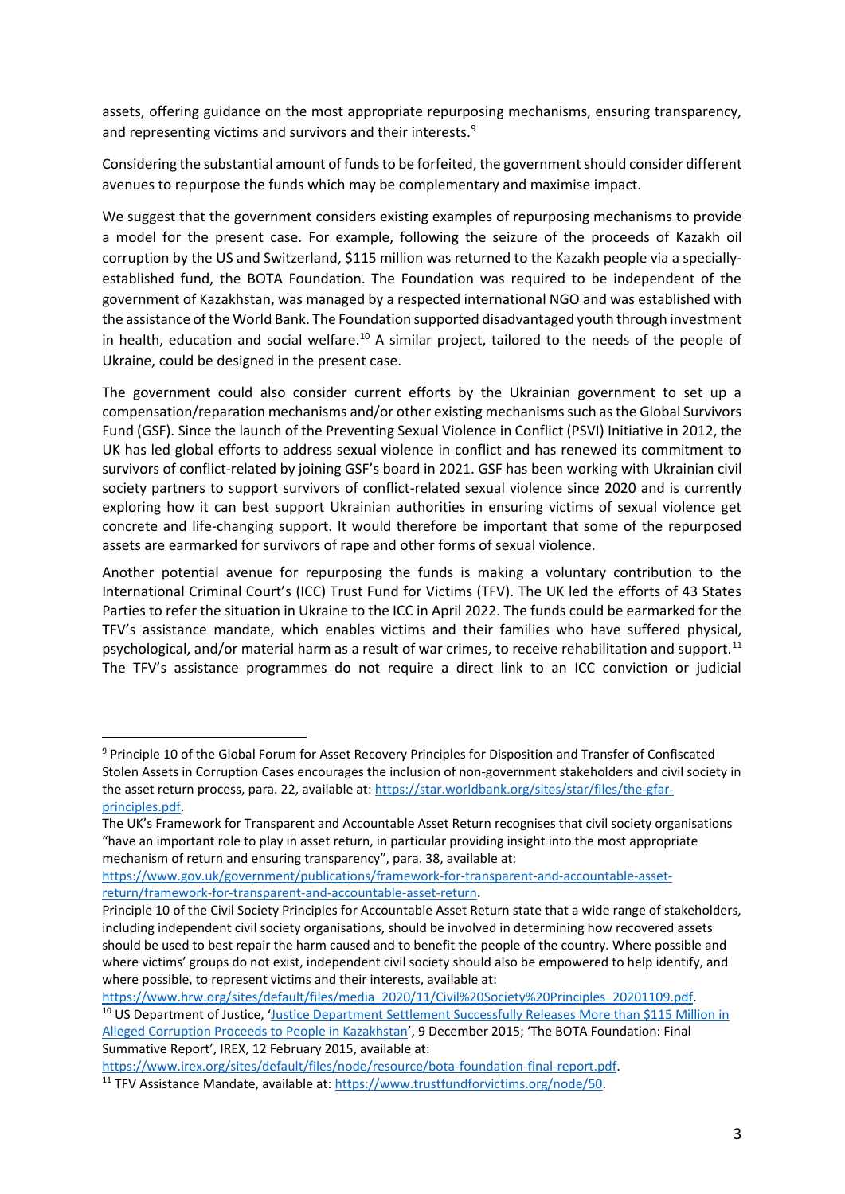assets, offering guidance on the most appropriate repurposing mechanisms, ensuring transparency, and representing victims and survivors and their interests.[9]

Considering the substantial amount of funds to be forfeited, the government should consider different avenues to repurpose the funds which may be complementary and maximise impact.

We suggest that the government considers existing examples of repurposing mechanisms to provide a model for the present case. For example, following the seizure of the proceeds of Kazakh oil corruption by the US and Switzerland, $115 million was returned to the Kazakh people via a specially-established fund, the BOTA Foundation. The Foundation was required to be independent of the government of Kazakhstan, was managed by a respected international NGO and was established with the assistance of the World Bank. The Foundation supported disadvantaged youth through investment in health, education and social welfare.[10] A similar project, tailored to the needs of the people of Ukraine, could be designed in the present case.

The government could also consider current efforts by the Ukrainian government to set up a compensation/reparation mechanisms and/or other existing mechanisms such as the Global Survivors Fund (GSF). Since the launch of the Preventing Sexual Violence in Conflict (PSVI) Initiative in 2012, the UK has led global efforts to address sexual violence in conflict and has renewed its commitment to survivors of conflict-related by joining GSF's board in 2021. GSF has been working with Ukrainian civil society partners to support survivors of conflict-related sexual violence since 2020 and is currently exploring how it can best support Ukrainian authorities in ensuring victims of sexual violence get concrete and life-changing support. It would therefore be important that some of the repurposed assets are earmarked for survivors of rape and other forms of sexual violence.

Another potential avenue for repurposing the funds is making a voluntary contribution to the International Criminal Court's (ICC) Trust Fund for Victims (TFV). The UK led the efforts of 43 States Parties to refer the situation in Ukraine to the ICC in April 2022. The funds could be earmarked for the TFV's assistance mandate, which enables victims and their families who have suffered physical, psychological, and/or material harm as a result of war crimes, to receive rehabilitation and support.[11] The TFV's assistance programmes do not require a direct link to an ICC conviction or judicial

---

[9] Principle 10 of the Global Forum for Asset Recovery Principles for Disposition and Transfer of Confiscated Stolen Assets in Corruption Cases encourages the inclusion of non-government stakeholders and civil society in the asset return process, para. 22, available at: https://star.worldbank.org/sites/star/files/the-gfar-principles.pdf.

The UK's Framework for Transparent and Accountable Asset Return recognises that civil society organisations "have an important role to play in asset return, in particular providing insight into the most appropriate mechanism of return and ensuring transparency", para. 38, available at: https://www.gov.uk/government/publications/framework-for-transparent-and-accountable-asset-return/framework-for-transparent-and-accountable-asset-return.

Principle 10 of the Civil Society Principles for Accountable Asset Return state that a wide range of stakeholders, including independent civil society organisations, should be involved in determining how recovered assets should be used to best repair the harm caused and to benefit the people of the country. Where possible and where victims' groups do not exist, independent civil society should also be empowered to help identify, and where possible, to represent victims and their interests, available at: https://www.hrw.org/sites/default/files/media_2020/11/Civil%20Society%20Principles_20201109.pdf.

[10] US Department of Justice, 'Justice Department Settlement Successfully Releases More than $115 Million in Alleged Corruption Proceeds to People in Kazakhstan', 9 December 2015; 'The BOTA Foundation: Final Summative Report', IREX, 12 February 2015, available at: https://www.irex.org/sites/default/files/node/resource/bota-foundation-final-report.pdf.

[11] TFV Assistance Mandate, available at: https://www.trustfundforvictims.org/node/50.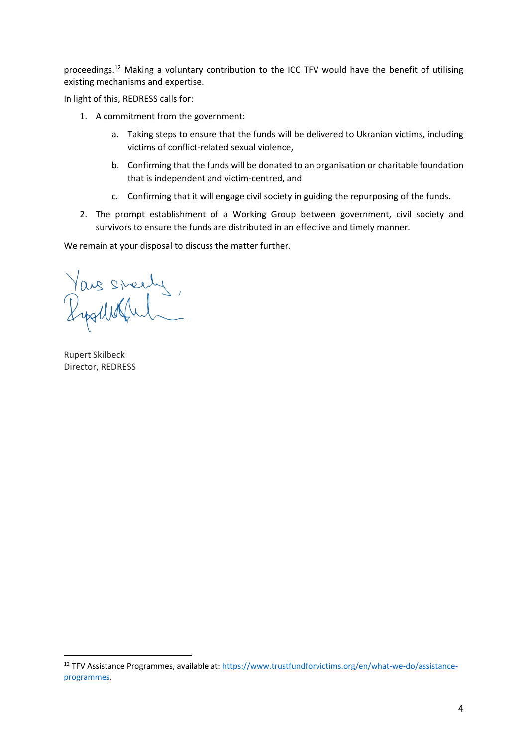proceedings.[12] Making a voluntary contribution to the ICC TFV would have the benefit of utilising existing mechanisms and expertise.

In light of this, REDRESS calls for:

1. A commitment from the government:
    a. Taking steps to ensure that the funds will be delivered to Ukranian victims, including victims of conflict-related sexual violence,
    b. Confirming that the funds will be donated to an organisation or charitable foundation that is independent and victim-centred, and
    c. Confirming that it will engage civil society in guiding the repurposing of the funds.
2. The prompt establishment of a Working Group between government, civil society and survivors to ensure the funds are distributed in an effective and timely manner.

We remain at your disposal to discuss the matter further.

Yours sincerely,

Rupert Skilbeck
Director, REDRESS

---

[12] TFV Assistance Programmes, available at: https://www.trustfundforvictims.org/en/what-we-do/assistance-programmes.